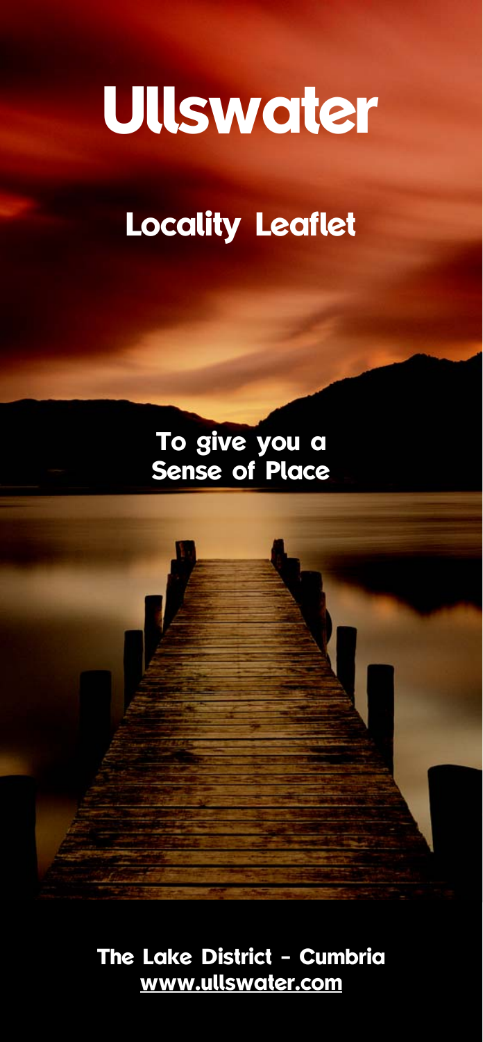# Ullswater

## Locality Leaflet

**To give you a Sense of Place**

**The Lake District - Cumbria**
**www.ullswater.com**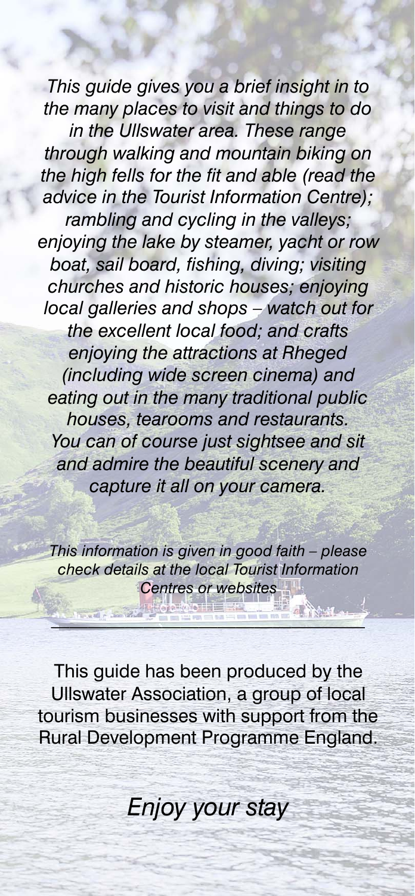*This guide gives you a brief insight in to the many places to visit and things to do in the Ullswater area. These range through walking and mountain biking on the high fells for the fit and able (read the advice in the Tourist Information Centre); rambling and cycling in the valleys; enjoying the lake by steamer, yacht or row boat, sail board, fishing, diving; visiting churches and historic houses; enjoying local galleries and shops – watch out for the excellent local food; and crafts enjoying the attractions at Rheged (including wide screen cinema) and eating out in the many traditional public houses, tearooms and restaurants. You can of course just sightsee and sit and admire the beautiful scenery and capture it all on your camera.*

*This information is given in good faith – please check details at the local Tourist Information Centres or websites*

---

This guide has been produced by the Ullswater Association, a group of local tourism businesses with support from the Rural Development Programme England.

*Enjoy your stay*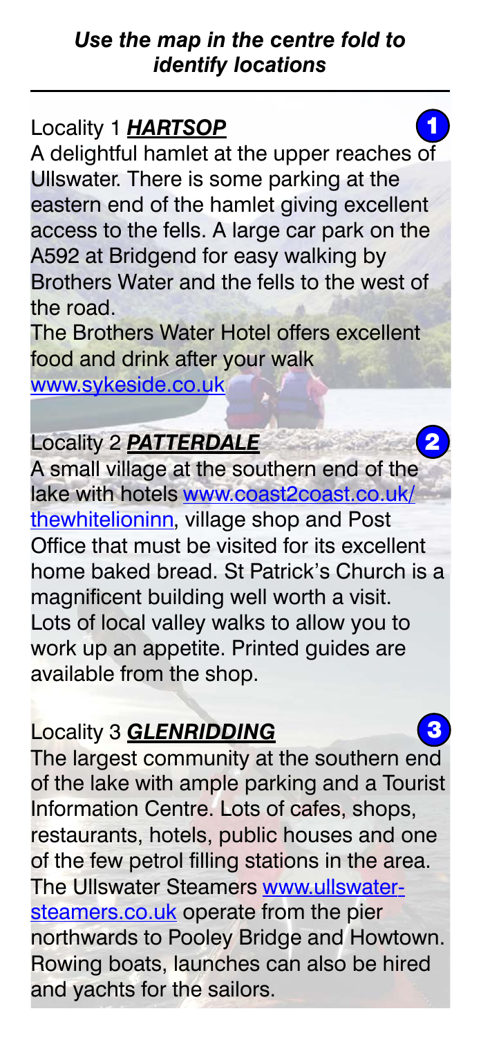***Use the map in the centre fold to identify locations***

---

## Locality 1 ***HARTSOP***

1

A delightful hamlet at the upper reaches of Ullswater. There is some parking at the eastern end of the hamlet giving excellent access to the fells. A large car park on the A592 at Bridgend for easy walking by Brothers Water and the fells to the west of the road.

The Brothers Water Hotel offers excellent food and drink after your walk www.sykeside.co.uk

## Locality 2 ***PATTERDALE***

2

A small village at the southern end of the lake with hotels www.coast2coast.co.uk/thewhitelioninn, village shop and Post Office that must be visited for its excellent home baked bread. St Patrick's Church is a magnificent building well worth a visit. Lots of local valley walks to allow you to work up an appetite. Printed guides are available from the shop.

## Locality 3 ***GLENRIDDING***

3

The largest community at the southern end of the lake with ample parking and a Tourist Information Centre. Lots of cafes, shops, restaurants, hotels, public houses and one of the few petrol filling stations in the area. The Ullswater Steamers www.ullswater-steamers.co.uk operate from the pier northwards to Pooley Bridge and Howtown. Rowing boats, launches can also be hired and yachts for the sailors.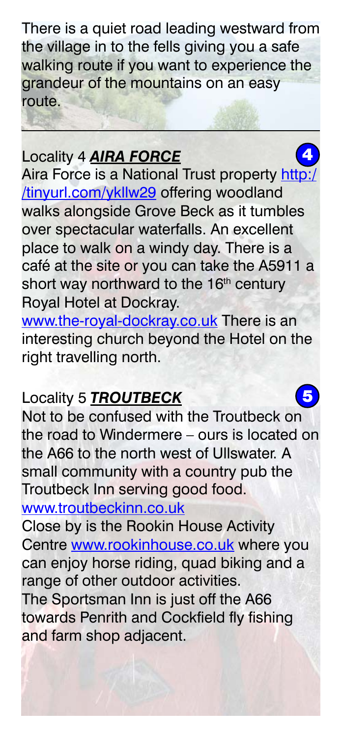There is a quiet road leading westward from the village in to the fells giving you a safe walking route if you want to experience the grandeur of the mountains on an easy route.

---

## Locality 4 ***AIRA FORCE*** 4

Aira Force is a National Trust property http://tinyurl.com/ykllw29 offering woodland walks alongside Grove Beck as it tumbles over spectacular waterfalls. An excellent place to walk on a windy day. There is a café at the site or you can take the A5911 a short way northward to the 16th century Royal Hotel at Dockray. www.the-royal-dockray.co.uk There is an interesting church beyond the Hotel on the right travelling north.

## Locality 5 ***TROUTBECK*** 5

Not to be confused with the Troutbeck on the road to Windermere – ours is located on the A66 to the north west of Ullswater. A small community with a country pub the Troutbeck Inn serving good food. www.troutbeckinn.co.uk

Close by is the Rookin House Activity Centre www.rookinhouse.co.uk where you can enjoy horse riding, quad biking and a range of other outdoor activities.

The Sportsman Inn is just off the A66 towards Penrith and Cockfield fly fishing and farm shop adjacent.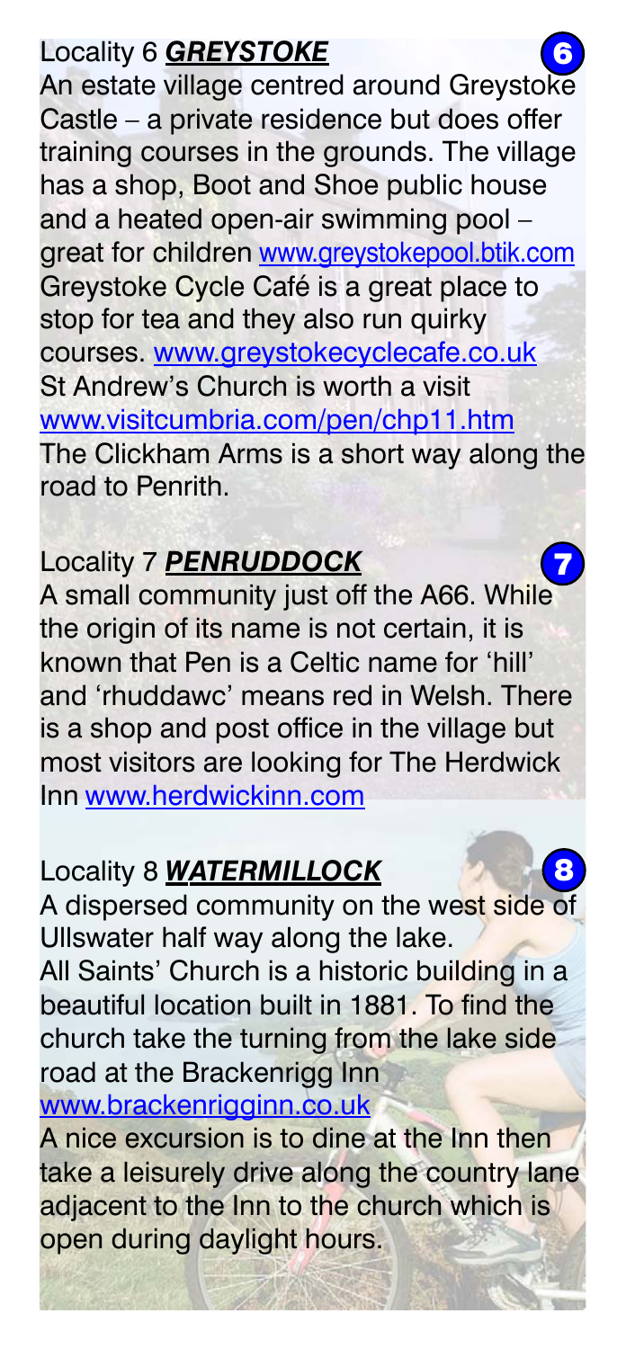## Locality 6 ***GREYSTOKE*** 

An estate village centred around Greystoke Castle – a private residence but does offer training courses in the grounds. The village has a shop, Boot and Shoe public house and a heated open-air swimming pool – great for children www.greystokepool.btik.com

Greystoke Cycle Café is a great place to stop for tea and they also run quirky courses. www.greystokecyclecafe.co.uk

St Andrew's Church is worth a visit www.visitcumbria.com/pen/chp11.htm

The Clickham Arms is a short way along the road to Penrith.

## Locality 7 ***PENRUDDOCK*** 

A small community just off the A66. While the origin of its name is not certain, it is known that Pen is a Celtic name for 'hill' and 'rhuddawc' means red in Welsh. There is a shop and post office in the village but most visitors are looking for The Herdwick Inn www.herdwickinn.com

## Locality 8 ***WATERMILLOCK*** 

A dispersed community on the west side of Ullswater half way along the lake.

All Saints' Church is a historic building in a beautiful location built in 1881. To find the church take the turning from the lake side road at the Brackenrigg Inn www.brackenrigginn.co.uk

A nice excursion is to dine at the Inn then take a leisurely drive along the country lane adjacent to the Inn to the church which is open during daylight hours.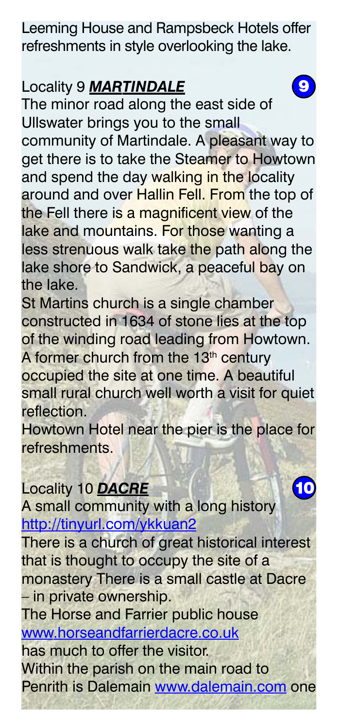Leeming House and Rampsbeck Hotels offer refreshments in style overlooking the lake.

## Locality 9 ***MARTINDALE*** 9

The minor road along the east side of Ullswater brings you to the small community of Martindale. A pleasant way to get there is to take the Steamer to Howtown and spend the day walking in the locality around and over Hallin Fell. From the top of the Fell there is a magnificent view of the lake and mountains. For those wanting a less strenuous walk take the path along the lake shore to Sandwick, a peaceful bay on the lake.

St Martins church is a single chamber constructed in 1634 of stone lies at the top of the winding road leading from Howtown. A former church from the 13th century occupied the site at one time. A beautiful small rural church well worth a visit for quiet reflection.

Howtown Hotel near the pier is the place for refreshments.

## Locality 10 ***DACRE*** 10

A small community with a long history http://tinyurl.com/ykkuan2

There is a church of great historical interest that is thought to occupy the site of a monastery There is a small castle at Dacre – in private ownership.

The Horse and Farrier public house www.horseandfarrierdacre.co.uk has much to offer the visitor.

Within the parish on the main road to Penrith is Dalemain www.dalemain.com one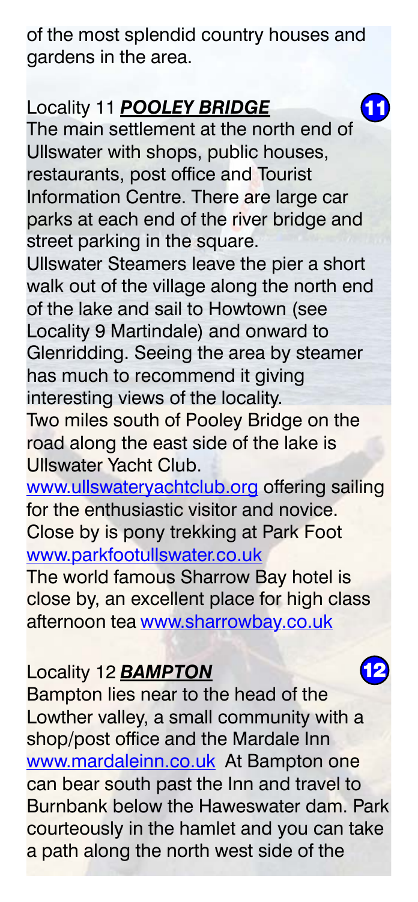of the most splendid country houses and gardens in the area.

## Locality 11 ***POOLEY BRIDGE***

The main settlement at the north end of Ullswater with shops, public houses, restaurants, post office and Tourist Information Centre. There are large car parks at each end of the river bridge and street parking in the square.

Ullswater Steamers leave the pier a short walk out of the village along the north end of the lake and sail to Howtown (see Locality 9 Martindale) and onward to Glenridding. Seeing the area by steamer has much to recommend it giving interesting views of the locality.

Two miles south of Pooley Bridge on the road along the east side of the lake is Ullswater Yacht Club.

www.ullswateryachtclub.org offering sailing for the enthusiastic visitor and novice. Close by is pony trekking at Park Foot www.parkfootullswater.co.uk

The world famous Sharrow Bay hotel is close by, an excellent place for high class afternoon tea www.sharrowbay.co.uk

## Locality 12 ***BAMPTON***

Bampton lies near to the head of the Lowther valley, a small community with a shop/post office and the Mardale Inn www.mardaleinn.co.uk At Bampton one can bear south past the Inn and travel to Burnbank below the Haweswater dam. Park courteously in the hamlet and you can take a path along the north west side of the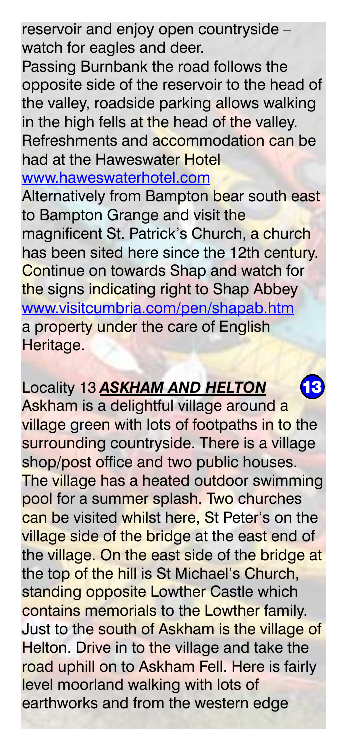reservoir and enjoy open countryside – watch for eagles and deer.

Passing Burnbank the road follows the opposite side of the reservoir to the head of the valley, roadside parking allows walking in the high fells at the head of the valley. Refreshments and accommodation can be had at the Haweswater Hotel [www.haweswaterhotel.com](http://www.haweswaterhotel.com)

Alternatively from Bampton bear south east to Bampton Grange and visit the magnificent St. Patrick's Church, a church has been sited here since the 12th century. Continue on towards Shap and watch for the signs indicating right to Shap Abbey [www.visitcumbria.com/pen/shapab.htm](http://www.visitcumbria.com/pen/shapab.htm) a property under the care of English Heritage.

## Locality 13 ***ASKHAM AND HELTON*** 13

Askham is a delightful village around a village green with lots of footpaths in to the surrounding countryside. There is a village shop/post office and two public houses. The village has a heated outdoor swimming pool for a summer splash. Two churches can be visited whilst here, St Peter's on the village side of the bridge at the east end of the village. On the east side of the bridge at the top of the hill is St Michael's Church, standing opposite Lowther Castle which contains memorials to the Lowther family. Just to the south of Askham is the village of Helton. Drive in to the village and take the road uphill on to Askham Fell. Here is fairly level moorland walking with lots of earthworks and from the western edge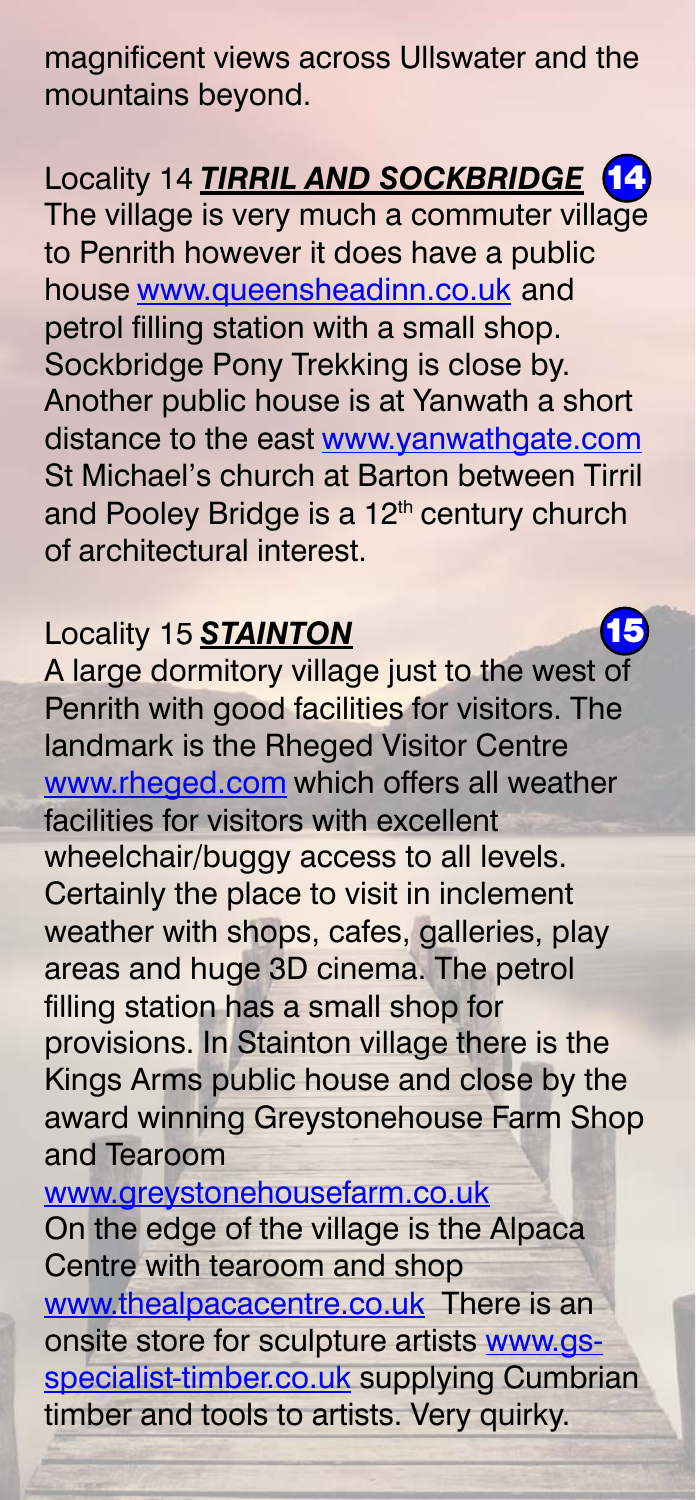magnificent views across Ullswater and the mountains beyond.

## Locality 14 ***TIRRIL AND SOCKBRIDGE*** 14

The village is very much a commuter village to Penrith however it does have a public house www.queensheadinn.co.uk and petrol filling station with a small shop. Sockbridge Pony Trekking is close by. Another public house is at Yanwath a short distance to the east www.yanwathgate.com St Michael's church at Barton between Tirril and Pooley Bridge is a 12th century church of architectural interest.

## Locality 15 ***STAINTON*** 15

A large dormitory village just to the west of Penrith with good facilities for visitors. The landmark is the Rheged Visitor Centre www.rheged.com which offers all weather facilities for visitors with excellent wheelchair/buggy access to all levels. Certainly the place to visit in inclement weather with shops, cafes, galleries, play areas and huge 3D cinema. The petrol filling station has a small shop for provisions. In Stainton village there is the Kings Arms public house and close by the award winning Greystonehouse Farm Shop and Tearoom www.greystonehousefarm.co.uk On the edge of the village is the Alpaca Centre with tearoom and shop www.thealpacacentre.co.uk There is an onsite store for sculpture artists www.gs-specialist-timber.co.uk supplying Cumbrian timber and tools to artists. Very quirky.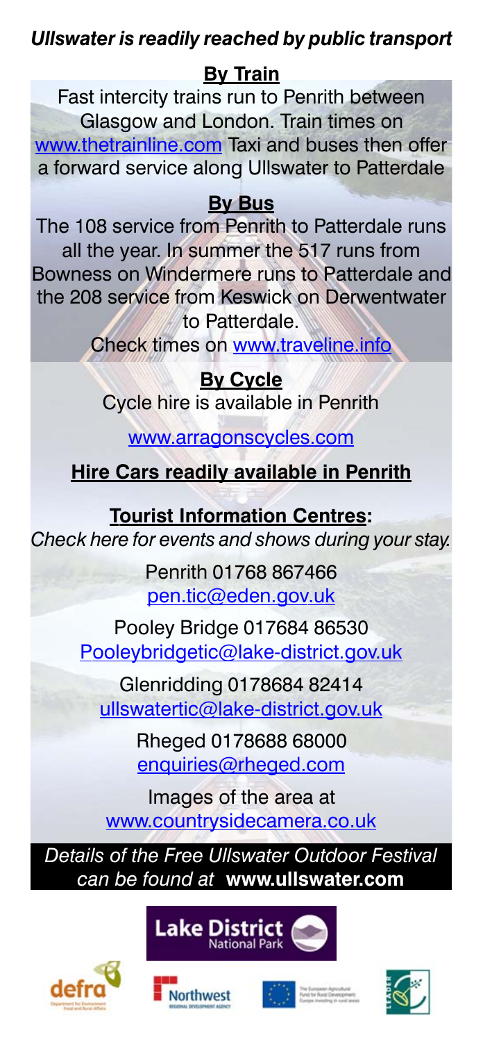***Ullswater is readily reached by public transport***

**By Train**

Fast intercity trains run to Penrith between Glasgow and London. Train times on www.thetrainline.com Taxi and buses then offer a forward service along Ullswater to Patterdale

**By Bus**

The 108 service from Penrith to Patterdale runs all the year. In summer the 517 runs from Bowness on Windermere runs to Patterdale and the 208 service from Keswick on Derwentwater to Patterdale.

Check times on www.traveline.info

**By Cycle**

Cycle hire is available in Penrith

www.arragonscycles.com

**Hire Cars readily available in Penrith**

**Tourist Information Centres:**

*Check here for events and shows during your stay.*

Penrith 01768 867466
pen.tic@eden.gov.uk

Pooley Bridge 017684 86530
Pooleybridgetic@lake-district.gov.uk

Glenridding 0178684 82414
ullswatertic@lake-district.gov.uk

Rheged 0178688 68000
enquiries@rheged.com

Images of the area at
www.countrysidecamera.co.uk

*Details of the Free Ullswater Outdoor Festival can be found at* **www.ullswater.com**

Lake District National Park

defra Department for Environment Food and Rural Affairs

Northwest Regional Development Agency

The European Agricultural Fund for Rural Development: Europe investing in rural areas

LEADER